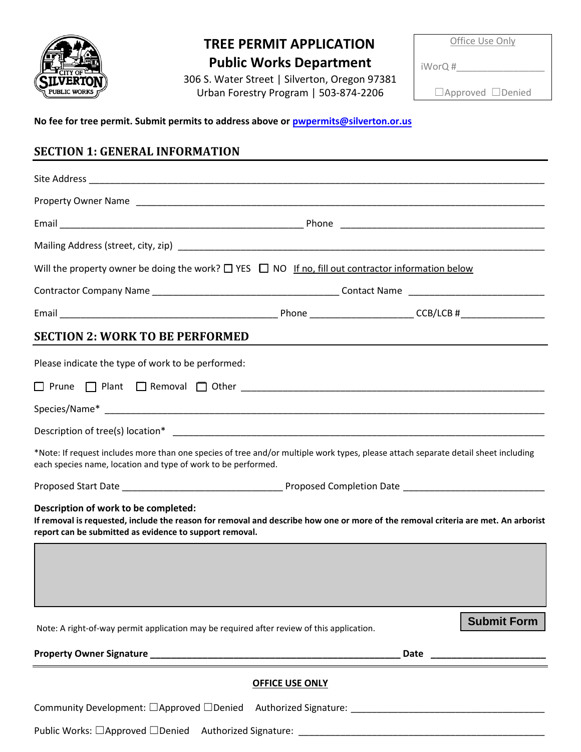# TREE PERMIT APPLICATION

## Public Works Department

306 S. Water Street | Silverton, Oregon 97381
Urban Forestry Program | 503-874-2206

Office Use Only

iWorQ #_________________

☐Approved ☐Denied

**No fee for tree permit. Submit permits to address above or pwpermits@silverton.or.us**

## SECTION 1: GENERAL INFORMATION

Site Address ______________________________________________________________________________

Property Owner Name ______________________________________________________________________

Email ____________________________________________ Phone _____________________________________

Mailing Address (street, city, zip) ________________________________________________________

Will the property owner be doing the work? ☐ YES ☐ NO If no, fill out contractor information below

Contractor Company Name __________________________________ Contact Name _________________________

Email ______________________________________ Phone ___________________ CCB/LCB #_______________

## SECTION 2: WORK TO BE PERFORMED

Please indicate the type of work to be performed:

☐ Prune ☐ Plant ☐ Removal ☐ Other _______________________________________________________

Species/Name* ____________________________________________________________________________

Description of tree(s) location* _____________________________________________________________

*Note: If request includes more than one species of tree and/or multiple work types, please attach separate detail sheet including each species name, location and type of work to be performed.

Proposed Start Date ____________________________ Proposed Completion Date ___________________________

**Description of work to be completed:**
**If removal is requested, include the reason for removal and describe how one or more of the removal criteria are met. An arborist report can be submitted as evidence to support removal.**

Note: A right-of-way permit application may be required after review of this application.

Submit Form

**Property Owner Signature ______________________________________________ Date ____________________**

**OFFICE USE ONLY**

Community Development: ☐Approved ☐Denied Authorized Signature: __________________________________

Public Works: ☐Approved ☐Denied Authorized Signature: ____________________________________________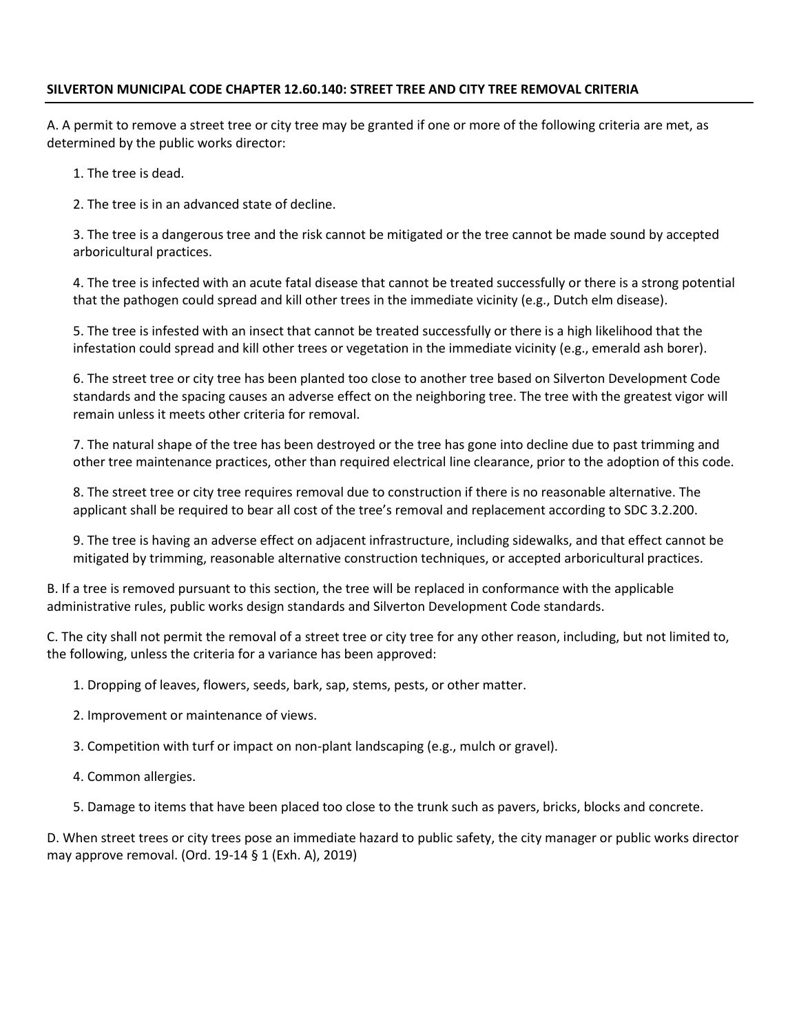## SILVERTON MUNICIPAL CODE CHAPTER 12.60.140: STREET TREE AND CITY TREE REMOVAL CRITERIA

A. A permit to remove a street tree or city tree may be granted if one or more of the following criteria are met, as determined by the public works director:

1. The tree is dead.
2. The tree is in an advanced state of decline.
3. The tree is a dangerous tree and the risk cannot be mitigated or the tree cannot be made sound by accepted arboricultural practices.
4. The tree is infected with an acute fatal disease that cannot be treated successfully or there is a strong potential that the pathogen could spread and kill other trees in the immediate vicinity (e.g., Dutch elm disease).
5. The tree is infested with an insect that cannot be treated successfully or there is a high likelihood that the infestation could spread and kill other trees or vegetation in the immediate vicinity (e.g., emerald ash borer).
6. The street tree or city tree has been planted too close to another tree based on Silverton Development Code standards and the spacing causes an adverse effect on the neighboring tree. The tree with the greatest vigor will remain unless it meets other criteria for removal.
7. The natural shape of the tree has been destroyed or the tree has gone into decline due to past trimming and other tree maintenance practices, other than required electrical line clearance, prior to the adoption of this code.
8. The street tree or city tree requires removal due to construction if there is no reasonable alternative. The applicant shall be required to bear all cost of the tree's removal and replacement according to SDC 3.2.200.
9. The tree is having an adverse effect on adjacent infrastructure, including sidewalks, and that effect cannot be mitigated by trimming, reasonable alternative construction techniques, or accepted arboricultural practices.

B. If a tree is removed pursuant to this section, the tree will be replaced in conformance with the applicable administrative rules, public works design standards and Silverton Development Code standards.

C. The city shall not permit the removal of a street tree or city tree for any other reason, including, but not limited to, the following, unless the criteria for a variance has been approved:

1. Dropping of leaves, flowers, seeds, bark, sap, stems, pests, or other matter.
2. Improvement or maintenance of views.
3. Competition with turf or impact on non-plant landscaping (e.g., mulch or gravel).
4. Common allergies.
5. Damage to items that have been placed too close to the trunk such as pavers, bricks, blocks and concrete.

D. When street trees or city trees pose an immediate hazard to public safety, the city manager or public works director may approve removal. (Ord. 19-14 § 1 (Exh. A), 2019)